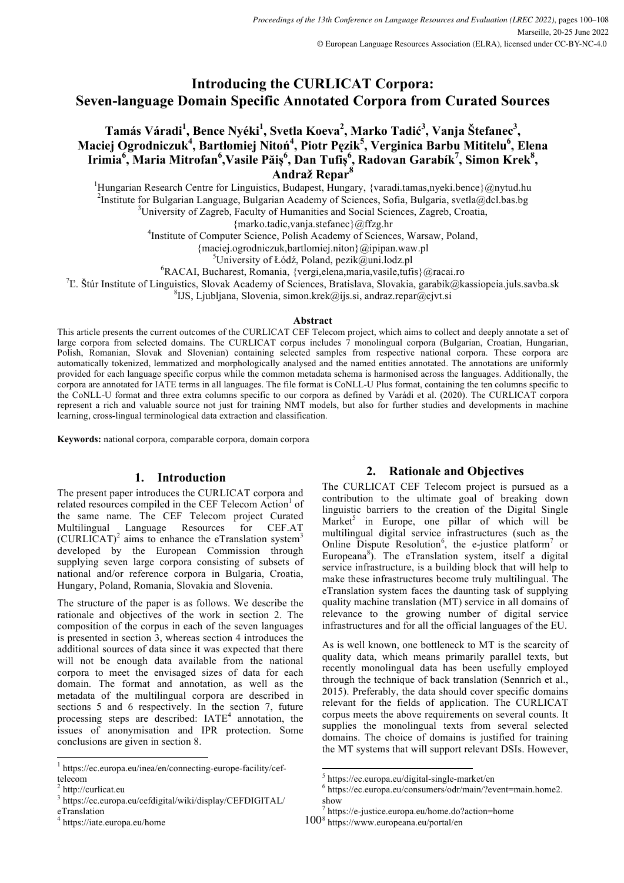# Introducing the CURLICAT Corpora: Seven-language Domain Specific Annotated Corpora from Curated Sources

**Tamás Váradi[1], Bence Nyéki[1], Svetla Koeva[2], Marko Tadić[3], Vanja Štefanec[3], Maciej Ogrodniczuk[4], Bartłomiej Nitoń[4], Piotr Pęzik[5], Verginica Barbu Mititelu[6], Elena Irimia[6], Maria Mitrofan[6], Vasile Păiş[6], Dan Tufiş[6], Radovan Garabík[7], Simon Krek[8], Andraž Repar[8]**

[1]Hungarian Research Centre for Linguistics, Budapest, Hungary, {varadi.tamas,nyeki.bence}@nytud.hu
[2]Institute for Bulgarian Language, Bulgarian Academy of Sciences, Sofia, Bulgaria, svetla@dcl.bas.bg
[3]University of Zagreb, Faculty of Humanities and Social Sciences, Zagreb, Croatia, {marko.tadic,vanja.stefanec}@ffzg.hr
[4]Institute of Computer Science, Polish Academy of Sciences, Warsaw, Poland, {maciej.ogrodniczuk,bartlomiej.niton}@ipipan.waw.pl
[5]University of Łódź, Poland, pezik@uni.lodz.pl
[6]RACAI, Bucharest, Romania, {vergi,elena,maria,vasile,tufis}@racai.ro
[7]Ľ. Štúr Institute of Linguistics, Slovak Academy of Sciences, Bratislava, Slovakia, garabik@kassiopeia.juls.savba.sk
[8]IJS, Ljubljana, Slovenia, simon.krek@ijs.si, andraz.repar@cjvt.si

### Abstract

This article presents the current outcomes of the CURLICAT CEF Telecom project, which aims to collect and deeply annotate a set of large corpora from selected domains. The CURLICAT corpus includes 7 monolingual corpora (Bulgarian, Croatian, Hungarian, Polish, Romanian, Slovak and Slovenian) containing selected samples from respective national corpora. These corpora are automatically tokenized, lemmatized and morphologically analysed and the named entities annotated. The annotations are uniformly provided for each language specific corpus while the common metadata schema is harmonised across the languages. Additionally, the corpora are annotated for IATE terms in all languages. The file format is CoNLL-U Plus format, containing the ten columns specific to the CoNLL-U format and three extra columns specific to our corpora as defined by Varádi et al. (2020). The CURLICAT corpora represent a rich and valuable source not just for training NMT models, but also for further studies and developments in machine learning, cross-lingual terminological data extraction and classification.

**Keywords:** national corpora, comparable corpora, domain corpora

## 1. Introduction

The present paper introduces the CURLICAT corpora and related resources compiled in the CEF Telecom Action[1] of the same name. The CEF Telecom project Curated Multilingual Language Resources for CEF.AT (CURLICAT)[2] aims to enhance the eTranslation system[3] developed by the European Commission through supplying seven large corpora consisting of subsets of national and/or reference corpora in Bulgaria, Croatia, Hungary, Poland, Romania, Slovakia and Slovenia.

The structure of the paper is as follows. We describe the rationale and objectives of the work in section 2. The composition of the corpus in each of the seven languages is presented in section 3, whereas section 4 introduces the additional sources of data since it was expected that there will not be enough data available from the national corpora to meet the envisaged sizes of data for each domain. The format and annotation, as well as the metadata of the multilingual corpora are described in sections 5 and 6 respectively. In the section 7, future processing steps are described: IATE[4] annotation, the issues of anonymisation and IPR protection. Some conclusions are given in section 8.

## 2. Rationale and Objectives

The CURLICAT CEF Telecom project is pursued as a contribution to the ultimate goal of breaking down linguistic barriers to the creation of the Digital Single Market[5] in Europe, one pillar of which will be multilingual digital service infrastructures (such as the Online Dispute Resolution[6], the e-justice platform[7] or Europeana[8]). The eTranslation system, itself a digital service infrastructure, is a building block that will help to make these infrastructures become truly multilingual. The eTranslation system faces the daunting task of supplying quality machine translation (MT) service in all domains of relevance to the growing number of digital service infrastructures and for all the official languages of the EU.

As is well known, one bottleneck to MT is the scarcity of quality data, which means primarily parallel texts, but recently monolingual data has been usefully employed through the technique of back translation (Sennrich et al., 2015). Preferably, the data should cover specific domains relevant for the fields of application. The CURLICAT corpus meets the above requirements on several counts. It supplies the monolingual texts from several selected domains. The choice of domains is justified for training the MT systems that will support relevant DSIs. However,

---

[1] https://ec.europa.eu/inea/en/connecting-europe-facility/cef-telecom
[2] http://curlicat.eu
[3] https://ec.europa.eu/cefdigital/wiki/display/CEFDIGITAL/eTranslation
[4] https://iate.europa.eu/home
[5] https://ec.europa.eu/digital-single-market/en
[6] https://ec.europa.eu/consumers/odr/main/?event=main.home2.show
[7] https://e-justice.europa.eu/home.do?action=home
[8] https://www.europeana.eu/portal/en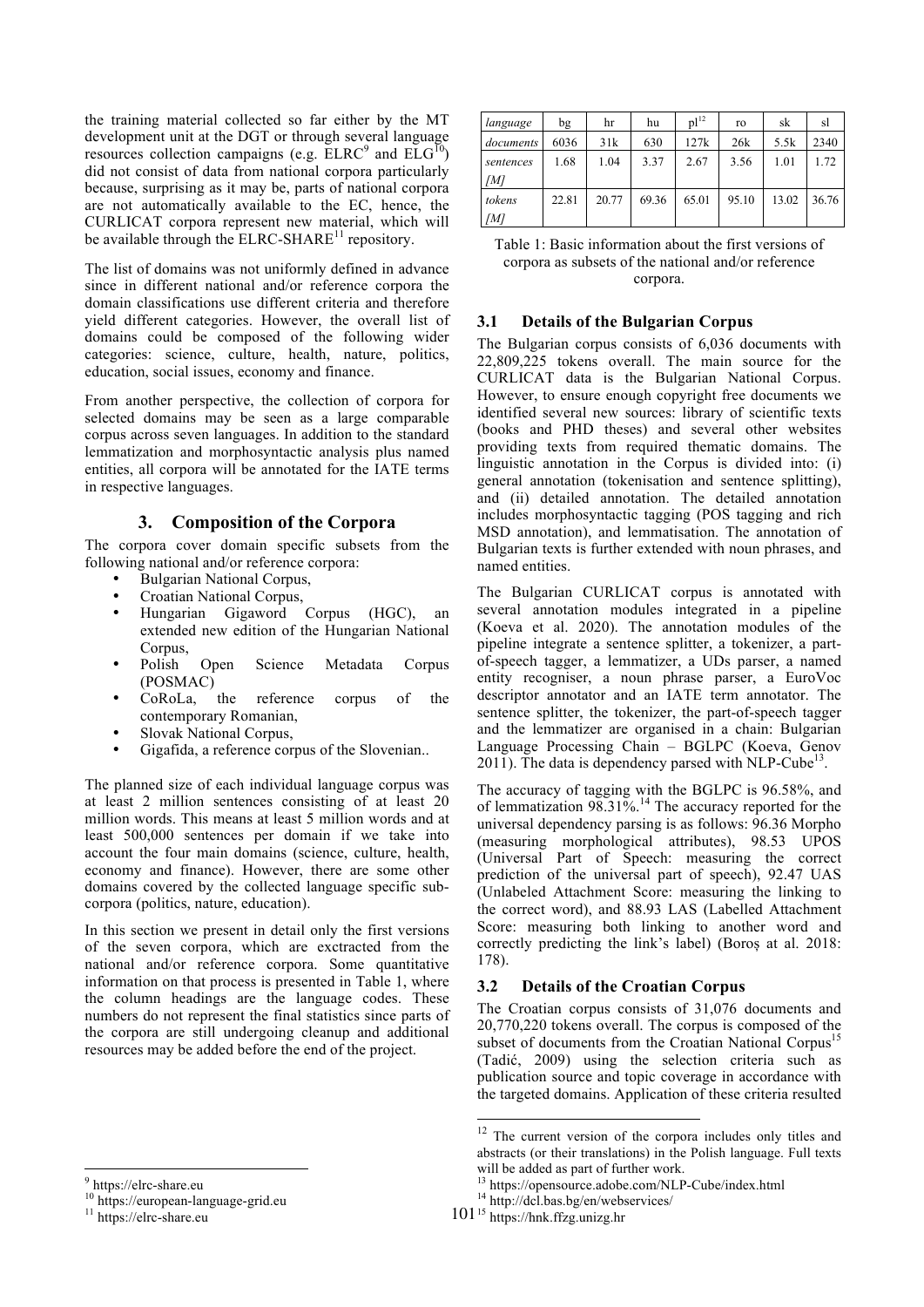the training material collected so far either by the MT development unit at the DGT or through several language resources collection campaigns (e.g. ELRC[9] and ELG[10]) did not consist of data from national corpora particularly because, surprising as it may be, parts of national corpora are not automatically available to the EC, hence, the CURLICAT corpora represent new material, which will be available through the ELRC-SHARE[11] repository.

The list of domains was not uniformly defined in advance since in different national and/or reference corpora the domain classifications use different criteria and therefore yield different categories. However, the overall list of domains could be composed of the following wider categories: science, culture, health, nature, politics, education, social issues, economy and finance.

From another perspective, the collection of corpora for selected domains may be seen as a large comparable corpus across seven languages. In addition to the standard lemmatization and morphosyntactic analysis plus named entities, all corpora will be annotated for the IATE terms in respective languages.

## 3. Composition of the Corpora

The corpora cover domain specific subsets from the following national and/or reference corpora:

- Bulgarian National Corpus,
- Croatian National Corpus,
- Hungarian Gigaword Corpus (HGC), an extended new edition of the Hungarian National Corpus,
- Polish Open Science Metadata Corpus (POSMAC)
- CoRoLa, the reference corpus of the contemporary Romanian,
- Slovak National Corpus,
- Gigafida, a reference corpus of the Slovenian..

The planned size of each individual language corpus was at least 2 million sentences consisting of at least 20 million words. This means at least 5 million words and at least 500,000 sentences per domain if we take into account the four main domains (science, culture, health, economy and finance). However, there are some other domains covered by the collected language specific sub-corpora (politics, nature, education).

In this section we present in detail only the first versions of the seven corpora, which are exctracted from the national and/or reference corpora. Some quantitative information on that process is presented in Table 1, where the column headings are the language codes. These numbers do not represent the final statistics since parts of the corpora are still undergoing cleanup and additional resources may be added before the end of the project.

| *language* | bg | hr | hu | pl[12] | ro | sk | sl |
|---|---|---|---|---|---|---|---|
| *documents* | 6036 | 31k | 630 | 127k | 26k | 5.5k | 2340 |
| *sentences [M]* | 1.68 | 1.04 | 3.37 | 2.67 | 3.56 | 1.01 | 1.72 |
| *tokens [M]* | 22.81 | 20.77 | 69.36 | 65.01 | 95.10 | 13.02 | 36.76 |

Table 1: Basic information about the first versions of corpora as subsets of the national and/or reference corpora.

### 3.1 Details of the Bulgarian Corpus

The Bulgarian corpus consists of 6,036 documents with 22,809,225 tokens overall. The main source for the CURLICAT data is the Bulgarian National Corpus. However, to ensure enough copyright free documents we identified several new sources: library of scientific texts (books and PHD theses) and several other websites providing texts from required thematic domains. The linguistic annotation in the Corpus is divided into: (i) general annotation (tokenisation and sentence splitting), and (ii) detailed annotation. The detailed annotation includes morphosyntactic tagging (POS tagging and rich MSD annotation), and lemmatisation. The annotation of Bulgarian texts is further extended with noun phrases, and named entities.

The Bulgarian CURLICAT corpus is annotated with several annotation modules integrated in a pipeline (Koeva et al. 2020). The annotation modules of the pipeline integrate a sentence splitter, a tokenizer, a part-of-speech tagger, a lemmatizer, a UDs parser, a named entity recogniser, a noun phrase parser, a EuroVoc descriptor annotator and an IATE term annotator. The sentence splitter, the tokenizer, the part-of-speech tagger and the lemmatizer are organised in a chain: Bulgarian Language Processing Chain – BGLPC (Koeva, Genov 2011). The data is dependency parsed with NLP-Cube[13].

The accuracy of tagging with the BGLPC is 96.58%, and of lemmatization 98.31%.[14] The accuracy reported for the universal dependency parsing is as follows: 96.36 Morpho (measuring morphological attributes), 98.53 UPOS (Universal Part of Speech: measuring the correct prediction of the universal part of speech), 92.47 UAS (Unlabeled Attachment Score: measuring the linking to the correct word), and 88.93 LAS (Labelled Attachment Score: measuring both linking to another word and correctly predicting the link's label) (Boroș at al. 2018: 178).

### 3.2 Details of the Croatian Corpus

The Croatian corpus consists of 31,076 documents and 20,770,220 tokens overall. The corpus is composed of the subset of documents from the Croatian National Corpus[15] (Tadić, 2009) using the selection criteria such as publication source and topic coverage in accordance with the targeted domains. Application of these criteria resulted

[9] https://elrc-share.eu
[10] https://european-language-grid.eu
[11] https://elrc-share.eu
[12] The current version of the corpora includes only titles and abstracts (or their translations) in the Polish language. Full texts will be added as part of further work.
[13] https://opensource.adobe.com/NLP-Cube/index.html
[14] http://dcl.bas.bg/en/webservices/
[15] https://hnk.ffzg.unizg.hr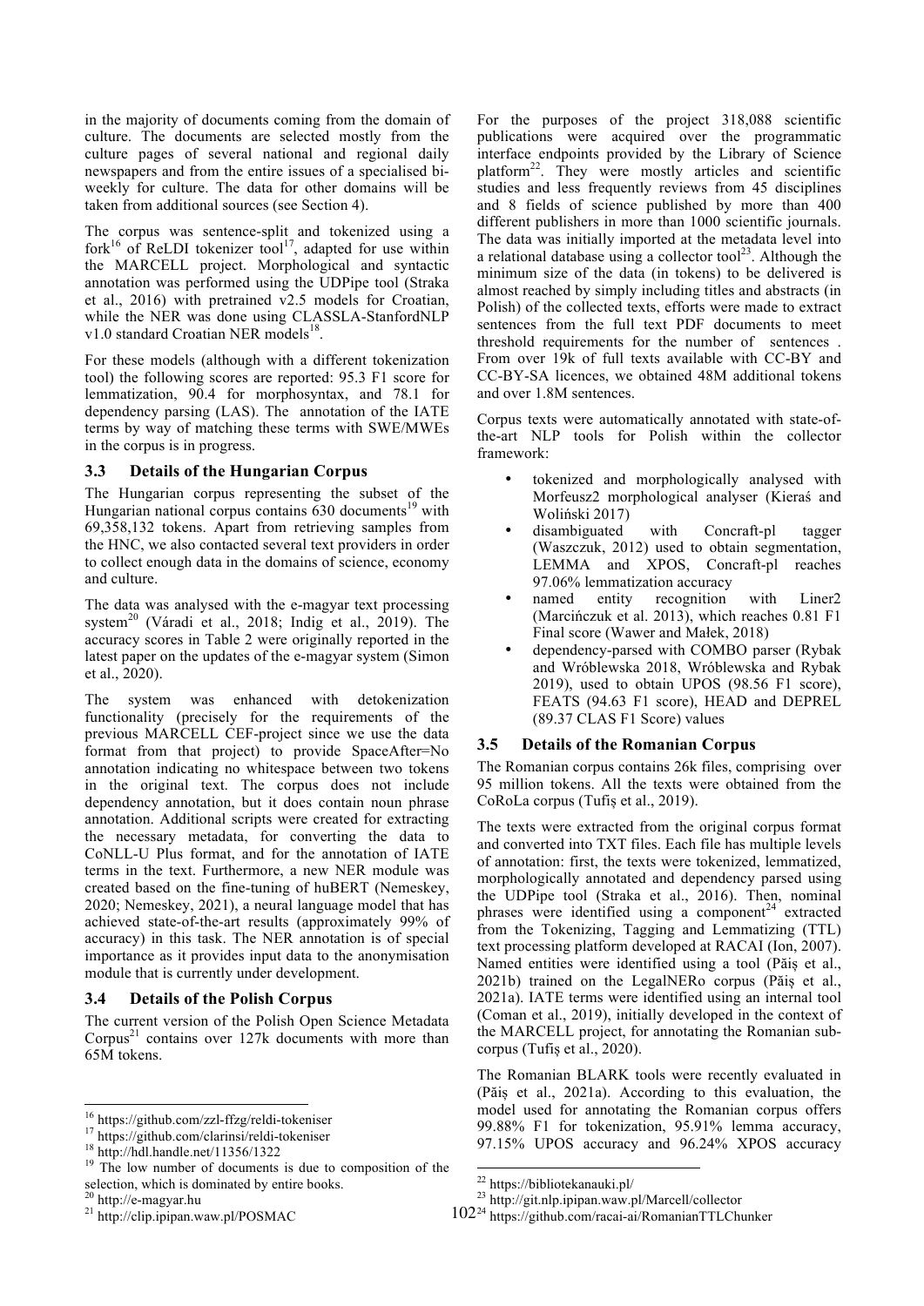in the majority of documents coming from the domain of culture. The documents are selected mostly from the culture pages of several national and regional daily newspapers and from the entire issues of a specialised bi-weekly for culture. The data for other domains will be taken from additional sources (see Section 4).

The corpus was sentence-split and tokenized using a fork[16] of ReLDI tokenizer tool[17], adapted for use within the MARCELL project. Morphological and syntactic annotation was performed using the UDPipe tool (Straka et al., 2016) with pretrained v2.5 models for Croatian, while the NER was done using CLASSLA-StanfordNLP v1.0 standard Croatian NER models[18].

For these models (although with a different tokenization tool) the following scores are reported: 95.3 F1 score for lemmatization, 90.4 for morphosyntax, and 78.1 for dependency parsing (LAS). The annotation of the IATE terms by way of matching these terms with SWE/MWEs in the corpus is in progress.

### 3.3 Details of the Hungarian Corpus

The Hungarian corpus representing the subset of the Hungarian national corpus contains 630 documents[19] with 69,358,132 tokens. Apart from retrieving samples from the HNC, we also contacted several text providers in order to collect enough data in the domains of science, economy and culture.

The data was analysed with the e-magyar text processing system[20] (Váradi et al., 2018; Indig et al., 2019). The accuracy scores in Table 2 were originally reported in the latest paper on the updates of the e-magyar system (Simon et al., 2020).

The system was enhanced with detokenization functionality (precisely for the requirements of the previous MARCELL CEF-project since we use the data format from that project) to provide SpaceAfter=No annotation indicating no whitespace between two tokens in the original text. The corpus does not include dependency annotation, but it does contain noun phrase annotation. Additional scripts were created for extracting the necessary metadata, for converting the data to CoNLL-U Plus format, and for the annotation of IATE terms in the text. Furthermore, a new NER module was created based on the fine-tuning of huBERT (Nemeskey, 2020; Nemeskey, 2021), a neural language model that has achieved state-of-the-art results (approximately 99% of accuracy) in this task. The NER annotation is of special importance as it provides input data to the anonymisation module that is currently under development.

### 3.4 Details of the Polish Corpus

The current version of the Polish Open Science Metadata Corpus[21] contains over 127k documents with more than 65M tokens.

For the purposes of the project 318,088 scientific publications were acquired over the programmatic interface endpoints provided by the Library of Science platform[22]. They were mostly articles and scientific studies and less frequently reviews from 45 disciplines and 8 fields of science published by more than 400 different publishers in more than 1000 scientific journals. The data was initially imported at the metadata level into a relational database using a collector tool[23]. Although the minimum size of the data (in tokens) to be delivered is almost reached by simply including titles and abstracts (in Polish) of the collected texts, efforts were made to extract sentences from the full text PDF documents to meet threshold requirements for the number of sentences . From over 19k of full texts available with CC-BY and CC-BY-SA licences, we obtained 48M additional tokens and over 1.8M sentences.

Corpus texts were automatically annotated with state-of-the-art NLP tools for Polish within the collector framework:

- tokenized and morphologically analysed with Morfeusz2 morphological analyser (Kieraś and Woliński 2017)
- disambiguated with Concraft-pl tagger (Waszczuk, 2012) used to obtain segmentation, LEMMA and XPOS, Concraft-pl reaches 97.06% lemmatization accuracy
- named entity recognition with Liner2 (Marcińczuk et al. 2013), which reaches 0.81 F1 Final score (Wawer and Małek, 2018)
- dependency-parsed with COMBO parser (Rybak and Wróblewska 2018, Wróblewska and Rybak 2019), used to obtain UPOS (98.56 F1 score), FEATS (94.63 F1 score), HEAD and DEPREL (89.37 CLAS F1 Score) values

### 3.5 Details of the Romanian Corpus

The Romanian corpus contains 26k files, comprising over 95 million tokens. All the texts were obtained from the CoRoLa corpus (Tufiș et al., 2019).

The texts were extracted from the original corpus format and converted into TXT files. Each file has multiple levels of annotation: first, the texts were tokenized, lemmatized, morphologically annotated and dependency parsed using the UDPipe tool (Straka et al., 2016). Then, nominal phrases were identified using a component[24] extracted from the Tokenizing, Tagging and Lemmatizing (TTL) text processing platform developed at RACAI (Ion, 2007). Named entities were identified using a tool (Păiș et al., 2021b) trained on the LegalNERo corpus (Păiș et al., 2021a). IATE terms were identified using an internal tool (Coman et al., 2019), initially developed in the context of the MARCELL project, for annotating the Romanian sub-corpus (Tufiș et al., 2020).

The Romanian BLARK tools were recently evaluated in (Păiș et al., 2021a). According to this evaluation, the model used for annotating the Romanian corpus offers 99.88% F1 for tokenization, 95.91% lemma accuracy, 97.15% UPOS accuracy and 96.24% XPOS accuracy

---

[16] https://github.com/zzl-ffzg/reldi-tokeniser

[17] https://github.com/clarinsi/reldi-tokeniser

[18] http://hdl.handle.net/11356/1322

[19] The low number of documents is due to composition of the selection, which is dominated by entire books.

[20] http://e-magyar.hu

[21] http://clip.ipipan.waw.pl/POSMAC

[22] https://bibliotekanauki.pl/

[23] http://git.nlp.ipipan.waw.pl/Marcell/collector

[24] https://github.com/racai-ai/RomanianTTLChunker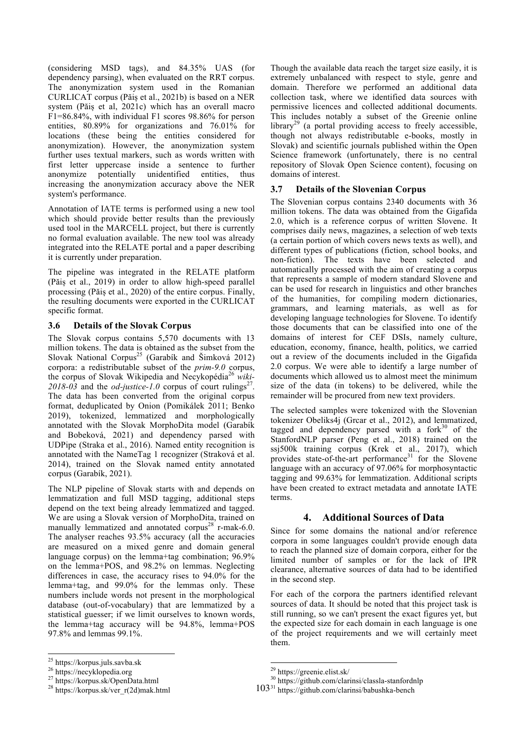(considering MSD tags), and 84.35% UAS (for dependency parsing), when evaluated on the RRT corpus. The anonymization system used in the Romanian CURLICAT corpus (Păiș et al., 2021b) is based on a NER system (Păiș et al, 2021c) which has an overall macro F1=86.84%, with individual F1 scores 98.86% for person entities, 80.89% for organizations and 76.01% for locations (these being the entities considered for anonymization). However, the anonymization system further uses textual markers, such as words written with first letter uppercase inside a sentence to further anonymize potentially unidentified entities, thus increasing the anonymization accuracy above the NER system's performance.

Annotation of IATE terms is performed using a new tool which should provide better results than the previously used tool in the MARCELL project, but there is currently no formal evaluation available. The new tool was already integrated into the RELATE portal and a paper describing it is currently under preparation.

The pipeline was integrated in the RELATE platform (Păiș et al., 2019) in order to allow high-speed parallel processing (Păiș et al., 2020) of the entire corpus. Finally, the resulting documents were exported in the CURLICAT specific format.

### 3.6 Details of the Slovak Corpus

The Slovak corpus contains 5,570 documents with 13 million tokens. The data is obtained as the subset from the Slovak National Corpus[25] (Garabík and Šimková 2012) corpora: a redistributable subset of the *prim-9.0* corpus, the corpus of Slovak Wikipedia and Necykopédia[26] *wiki-2018-03* and the *od-justice-1.0* corpus of court rulings[27]. The data has been converted from the original corpus format, deduplicated by Onion (Pomikálek 2011; Benko 2019), tokenized, lemmatized and morphologically annotated with the Slovak MorphoDita model (Garabík and Bobeková, 2021) and dependency parsed with UDPipe (Straka et al., 2016). Named entity recognition is annotated with the NameTag 1 recognizer (Straková et al. 2014), trained on the Slovak named entity annotated corpus (Garabík, 2021).

The NLP pipeline of Slovak starts with and depends on lemmatization and full MSD tagging, additional steps depend on the text being already lemmatized and tagged. We are using a Slovak version of MorphoDita, trained on manually lemmatized and annotated corpus[28] r-mak-6.0. The analyser reaches 93.5% accuracy (all the accuracies are measured on a mixed genre and domain general language corpus) on the lemma+tag combination; 96.9% on the lemma+POS, and 98.2% on lemmas. Neglecting differences in case, the accuracy rises to 94.0% for the lemma+tag, and 99.0% for the lemmas only. These numbers include words not present in the morphological database (out-of-vocabulary) that are lemmatized by a statistical guesser; if we limit ourselves to known words, the lemma+tag accuracy will be 94.8%, lemma+POS 97.8% and lemmas 99.1%.

Though the available data reach the target size easily, it is extremely unbalanced with respect to style, genre and domain. Therefore we performed an additional data collection task, where we identified data sources with permissive licences and collected additional documents. This includes notably a subset of the Greenie online library[29] (a portal providing access to freely accessible, though not always redistributable e-books, mostly in Slovak) and scientific journals published within the Open Science framework (unfortunately, there is no central repository of Slovak Open Science content), focusing on domains of interest.

### 3.7 Details of the Slovenian Corpus

The Slovenian corpus contains 2340 documents with 36 million tokens. The data was obtained from the Gigafida 2.0, which is a reference corpus of written Slovene. It comprises daily news, magazines, a selection of web texts (a certain portion of which covers news texts as well), and different types of publications (fiction, school books, and non-fiction). The texts have been selected and automatically processed with the aim of creating a corpus that represents a sample of modern standard Slovene and can be used for research in linguistics and other branches of the humanities, for compiling modern dictionaries, grammars, and learning materials, as well as for developing language technologies for Slovene. To identify those documents that can be classified into one of the domains of interest for CEF DSIs, namely culture, education, economy, finance, health, politics, we carried out a review of the documents included in the Gigafida 2.0 corpus. We were able to identify a large number of documents which allowed us to almost meet the minimum size of the data (in tokens) to be delivered, while the remainder will be procured from new text providers.

The selected samples were tokenized with the Slovenian tokenizer Obeliks4j (Grcar et al., 2012), and lemmatized, tagged and dependency parsed with a fork[30] of the StanfordNLP parser (Peng et al., 2018) trained on the ssj500k training corpus (Krek et al., 2017), which provides state-of-the-art performance[31] for the Slovene language with an accuracy of 97.06% for morphosyntactic tagging and 99.63% for lemmatization. Additional scripts have been created to extract metadata and annotate IATE terms.

## 4. Additional Sources of Data

Since for some domains the national and/or reference corpora in some languages couldn't provide enough data to reach the planned size of domain corpora, either for the limited number of samples or for the lack of IPR clearance, alternative sources of data had to be identified in the second step.

For each of the corpora the partners identified relevant sources of data. It should be noted that this project task is still running, so we can't present the exact figures yet, but the expected size for each domain in each language is one of the project requirements and we will certainly meet them.

---

[25] https://korpus.juls.savba.sk

[26] https://necyklopedia.org

[27] https://korpus.sk/OpenData.html

[28] https://korpus.sk/ver_r(2d)mak.html

[29] https://greenie.elist.sk/

[30] https://github.com/clarinsi/classla-stanfordnlp

[31] https://github.com/clarinsi/babushka-bench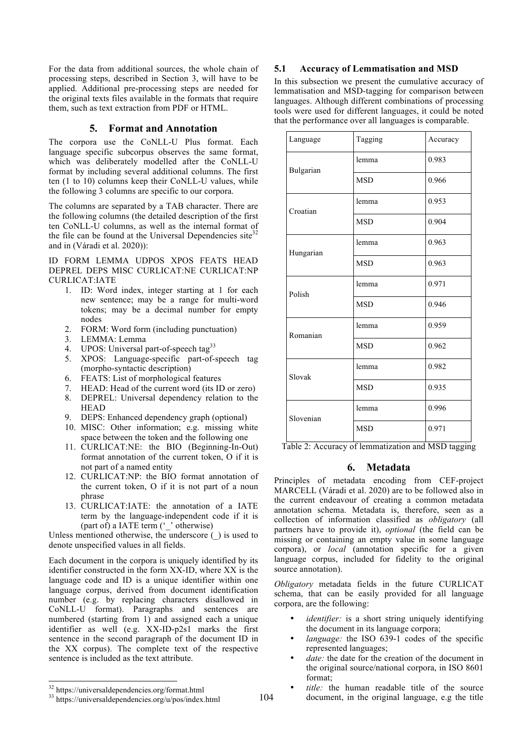For the data from additional sources, the whole chain of processing steps, described in Section 3, will have to be applied. Additional pre-processing steps are needed for the original texts files available in the formats that require them, such as text extraction from PDF or HTML.

## 5. Format and Annotation

The corpora use the CoNLL-U Plus format. Each language specific subcorpus observes the same format, which was deliberately modelled after the CoNLL-U format by including several additional columns. The first ten (1 to 10) columns keep their CoNLL-U values, while the following 3 columns are specific to our corpora.

The columns are separated by a TAB character. There are the following columns (the detailed description of the first ten CoNLL-U columns, as well as the internal format of the file can be found at the Universal Dependencies site[32] and in (Váradi et al. 2020)):

ID FORM LEMMA UDPOS XPOS FEATS HEAD DEPREL DEPS MISC CURLICAT:NE CURLICAT:NP CURLICAT:IATE

1. ID: Word index, integer starting at 1 for each new sentence; may be a range for multi-word tokens; may be a decimal number for empty nodes
2. FORM: Word form (including punctuation)
3. LEMMA: Lemma
4. UPOS: Universal part-of-speech tag[33]
5. XPOS: Language-specific part-of-speech tag (morpho-syntactic description)
6. FEATS: List of morphological features
7. HEAD: Head of the current word (its ID or zero)
8. DEPREL: Universal dependency relation to the HEAD
9. DEPS: Enhanced dependency graph (optional)
10. MISC: Other information; e.g. missing white space between the token and the following one
11. CURLICAT:NE: the BIO (Beginning-In-Out) format annotation of the current token, O if it is not part of a named entity
12. CURLICAT:NP: the BIO format annotation of the current token, O if it is not part of a noun phrase
13. CURLICAT:IATE: the annotation of a IATE term by the language-independent code if it is (part of) a IATE term ('_' otherwise)

Unless mentioned otherwise, the underscore (_) is used to denote unspecified values in all fields.

Each document in the corpora is uniquely identified by its identifier constructed in the form XX-ID, where XX is the language code and ID is a unique identifier within one language corpus, derived from document identification number (e.g. by replacing characters disallowed in CoNLL-U format). Paragraphs and sentences are numbered (starting from 1) and assigned each a unique identifier as well (e.g. XX-ID-p2s1 marks the first sentence in the second paragraph of the document ID in the XX corpus). The complete text of the respective sentence is included as the text attribute.

### 5.1 Accuracy of Lemmatisation and MSD

In this subsection we present the cumulative accuracy of lemmatisation and MSD-tagging for comparison between languages. Although different combinations of processing tools were used for different languages, it could be noted that the performance over all languages is comparable.

| Language | Tagging | Accuracy |
|---|---|---|
| Bulgarian | lemma | 0.983 |
| | MSD | 0.966 |
| Croatian | lemma | 0.953 |
| | MSD | 0.904 |
| Hungarian | lemma | 0.963 |
| | MSD | 0.963 |
| Polish | lemma | 0.971 |
| | MSD | 0.946 |
| Romanian | lemma | 0.959 |
| | MSD | 0.962 |
| Slovak | lemma | 0.982 |
| | MSD | 0.935 |
| Slovenian | lemma | 0.996 |
| | MSD | 0.971 |

Table 2: Accuracy of lemmatization and MSD tagging

## 6. Metadata

Principles of metadata encoding from CEF-project MARCELL (Váradi et al. 2020) are to be followed also in the current endeavour of creating a common metadata annotation schema. Metadata is, therefore, seen as a collection of information classified as *obligatory* (all partners have to provide it), *optional* (the field can be missing or containing an empty value in some language corpora), or *local* (annotation specific for a given language corpus, included for fidelity to the original source annotation).

*Obligatory* metadata fields in the future CURLICAT schema, that can be easily provided for all language corpora, are the following:

- *identifier:* is a short string uniquely identifying the document in its language corpora;
- *language:* the ISO 639-1 codes of the specific represented languages;
- *date:* the date for the creation of the document in the original source/national corpora, in ISO 8601 format;
- *title:* the human readable title of the source document, in the original language, e.g the title

[32] https://universaldependencies.org/format.html

[33] https://universaldependencies.org/u/pos/index.html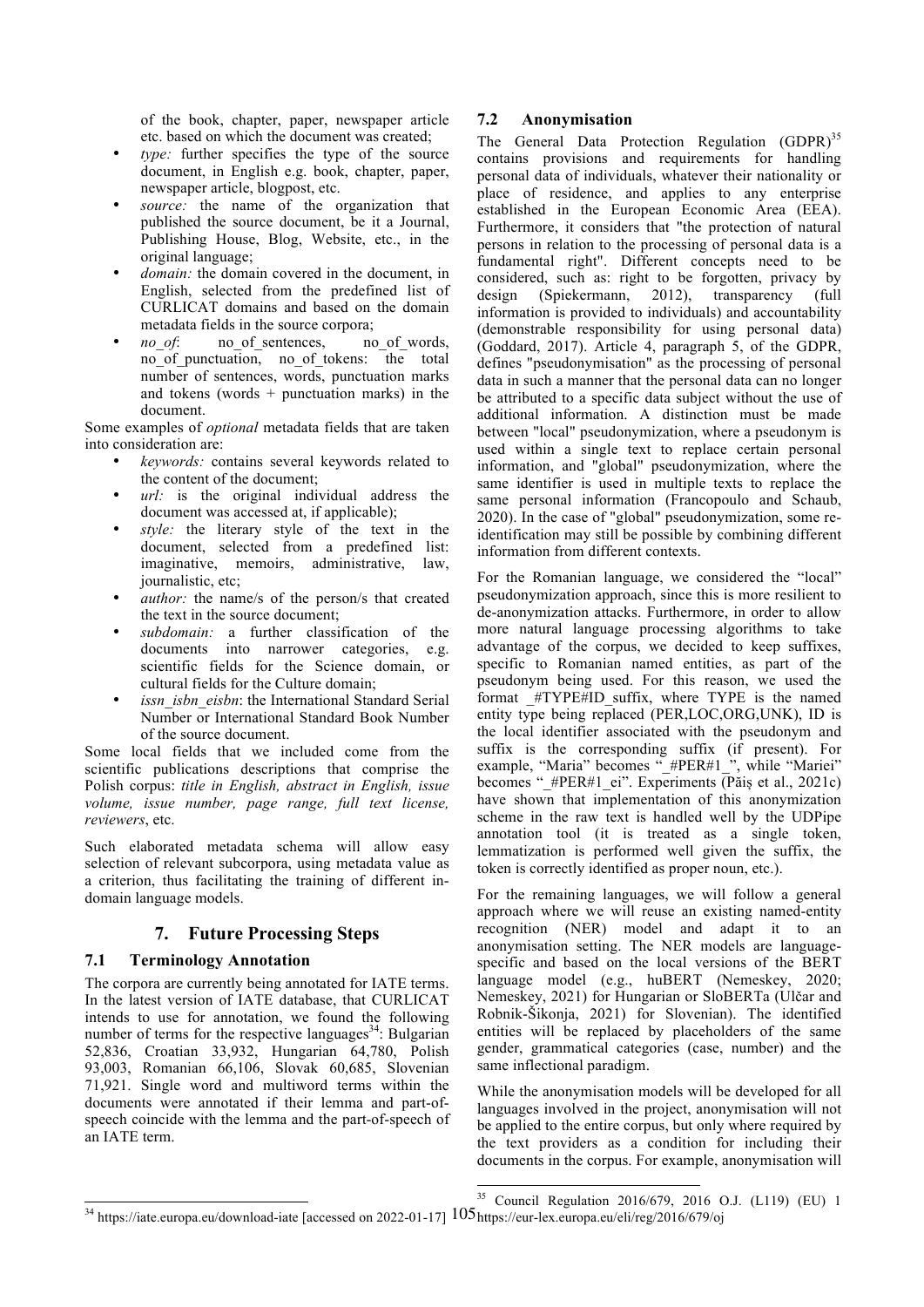of the book, chapter, paper, newspaper article etc. based on which the document was created;

- *type:* further specifies the type of the source document, in English e.g. book, chapter, paper, newspaper article, blogpost, etc.
- *source:* the name of the organization that published the source document, be it a Journal, Publishing House, Blog, Website, etc., in the original language;
- *domain:* the domain covered in the document, in English, selected from the predefined list of CURLICAT domains and based on the domain metadata fields in the source corpora;
- *no_of*: no_of_sentences, no_of_words, no_of_punctuation, no_of_tokens: the total number of sentences, words, punctuation marks and tokens (words + punctuation marks) in the document.

Some examples of *optional* metadata fields that are taken into consideration are:

- *keywords:* contains several keywords related to the content of the document;
- *url:* is the original individual address the document was accessed at, if applicable);
- *style:* the literary style of the text in the document, selected from a predefined list: imaginative, memoirs, administrative, law, journalistic, etc;
- *author:* the name/s of the person/s that created the text in the source document;
- *subdomain:* a further classification of the documents into narrower categories, e.g. scientific fields for the Science domain, or cultural fields for the Culture domain;
- *issn_isbn_eisbn*: the International Standard Serial Number or International Standard Book Number of the source document.

Some local fields that we included come from the scientific publications descriptions that comprise the Polish corpus: *title in English, abstract in English, issue volume, issue number, page range, full text license, reviewers*, etc.

Such elaborated metadata schema will allow easy selection of relevant subcorpora, using metadata value as a criterion, thus facilitating the training of different in-domain language models.

## 7. Future Processing Steps

### 7.1 Terminology Annotation

The corpora are currently being annotated for IATE terms. In the latest version of IATE database, that CURLICAT intends to use for annotation, we found the following number of terms for the respective languages[34]: Bulgarian 52,836, Croatian 33,932, Hungarian 64,780, Polish 93,003, Romanian 66,106, Slovak 60,685, Slovenian 71,921. Single word and multiword terms within the documents were annotated if their lemma and part-of-speech coincide with the lemma and the part-of-speech of an IATE term.

### 7.2 Anonymisation

The General Data Protection Regulation (GDPR)[35] contains provisions and requirements for handling personal data of individuals, whatever their nationality or place of residence, and applies to any enterprise established in the European Economic Area (EEA). Furthermore, it considers that "the protection of natural persons in relation to the processing of personal data is a fundamental right". Different concepts need to be considered, such as: right to be forgotten, privacy by design (Spiekermann, 2012), transparency (full information is provided to individuals) and accountability (demonstrable responsibility for using personal data) (Goddard, 2017). Article 4, paragraph 5, of the GDPR, defines "pseudonymisation" as the processing of personal data in such a manner that the personal data can no longer be attributed to a specific data subject without the use of additional information. A distinction must be made between "local" pseudonymization, where a pseudonym is used within a single text to replace certain personal information, and "global" pseudonymization, where the same identifier is used in multiple texts to replace the same personal information (Francopoulo and Schaub, 2020). In the case of "global" pseudonymization, some re-identification may still be possible by combining different information from different contexts.

For the Romanian language, we considered the "local" pseudonymization approach, since this is more resilient to de-anonymization attacks. Furthermore, in order to allow more natural language processing algorithms to take advantage of the corpus, we decided to keep suffixes, specific to Romanian named entities, as part of the pseudonym being used. For this reason, we used the format _#TYPE#ID_suffix, where TYPE is the named entity type being replaced (PER,LOC,ORG,UNK), ID is the local identifier associated with the pseudonym and suffix is the corresponding suffix (if present). For example, "Maria" becomes "_#PER#1_", while "Mariei" becomes "_#PER#1_ei". Experiments (Păiș et al., 2021c) have shown that implementation of this anonymization scheme in the raw text is handled well by the UDPipe annotation tool (it is treated as a single token, lemmatization is performed well given the suffix, the token is correctly identified as proper noun, etc.).

For the remaining languages, we will follow a general approach where we will reuse an existing named-entity recognition (NER) model and adapt it to an anonymisation setting. The NER models are language-specific and based on the local versions of the BERT language model (e.g., huBERT (Nemeskey, 2020; Nemeskey, 2021) for Hungarian or SloBERTa (Ulčar and Robnik-Šikonja, 2021) for Slovenian). The identified entities will be replaced by placeholders of the same gender, grammatical categories (case, number) and the same inflectional paradigm.

While the anonymisation models will be developed for all languages involved in the project, anonymisation will not be applied to the entire corpus, but only where required by the text providers as a condition for including their documents in the corpus. For example, anonymisation will

[34] https://iate.europa.eu/download-iate [accessed on 2022-01-17]

[35] Council Regulation 2016/679, 2016 O.J. (L119) (EU) 1 https://eur-lex.europa.eu/eli/reg/2016/679/oj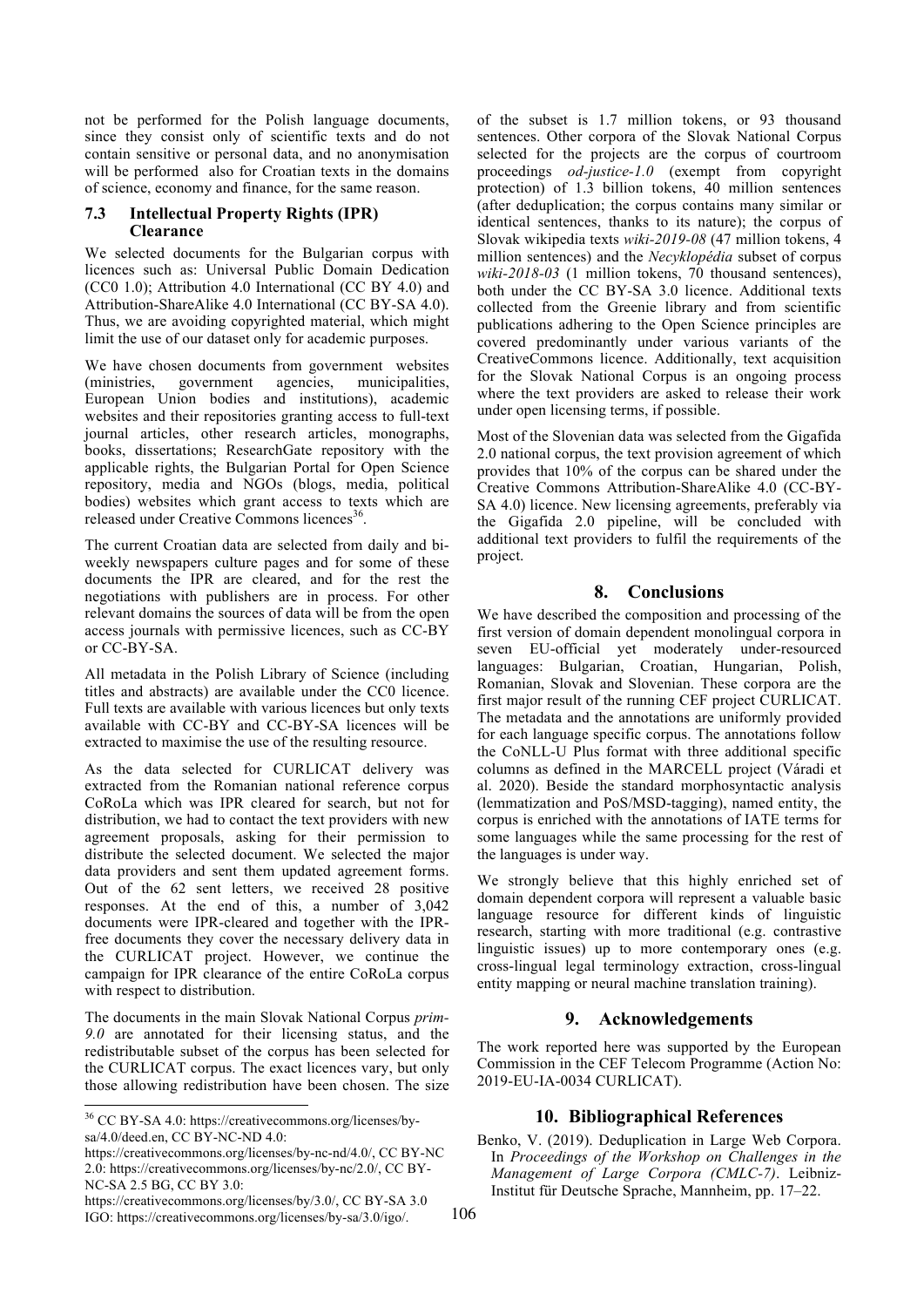not be performed for the Polish language documents, since they consist only of scientific texts and do not contain sensitive or personal data, and no anonymisation will be performed also for Croatian texts in the domains of science, economy and finance, for the same reason.

### 7.3 Intellectual Property Rights (IPR) Clearance

We selected documents for the Bulgarian corpus with licences such as: Universal Public Domain Dedication (CC0 1.0); Attribution 4.0 International (CC BY 4.0) and Attribution-ShareAlike 4.0 International (CC BY-SA 4.0). Thus, we are avoiding copyrighted material, which might limit the use of our dataset only for academic purposes.

We have chosen documents from government websites (ministries, government agencies, municipalities, European Union bodies and institutions), academic websites and their repositories granting access to full-text journal articles, other research articles, monographs, books, dissertations; ResearchGate repository with the applicable rights, the Bulgarian Portal for Open Science repository, media and NGOs (blogs, media, political bodies) websites which grant access to texts which are released under Creative Commons licences[36].

The current Croatian data are selected from daily and bi-weekly newspapers culture pages and for some of these documents the IPR are cleared, and for the rest the negotiations with publishers are in process. For other relevant domains the sources of data will be from the open access journals with permissive licences, such as CC-BY or CC-BY-SA.

All metadata in the Polish Library of Science (including titles and abstracts) are available under the CC0 licence. Full texts are available with various licences but only texts available with CC-BY and CC-BY-SA licences will be extracted to maximise the use of the resulting resource.

As the data selected for CURLICAT delivery was extracted from the Romanian national reference corpus CoRoLa which was IPR cleared for search, but not for distribution, we had to contact the text providers with new agreement proposals, asking for their permission to distribute the selected document. We selected the major data providers and sent them updated agreement forms. Out of the 62 sent letters, we received 28 positive responses. At the end of this, a number of 3,042 documents were IPR-cleared and together with the IPR-free documents they cover the necessary delivery data in the CURLICAT project. However, we continue the campaign for IPR clearance of the entire CoRoLa corpus with respect to distribution.

The documents in the main Slovak National Corpus *prim-9.0* are annotated for their licensing status, and the redistributable subset of the corpus has been selected for the CURLICAT corpus. The exact licences vary, but only those allowing redistribution have been chosen. The size of the subset is 1.7 million tokens, or 93 thousand sentences. Other corpora of the Slovak National Corpus selected for the projects are the corpus of courtroom proceedings *od-justice-1.0* (exempt from copyright protection) of 1.3 billion tokens, 40 million sentences (after deduplication; the corpus contains many similar or identical sentences, thanks to its nature); the corpus of Slovak wikipedia texts *wiki-2019-08* (47 million tokens, 4 million sentences) and the *Necyklopédia* subset of corpus *wiki-2018-03* (1 million tokens, 70 thousand sentences), both under the CC BY-SA 3.0 licence. Additional texts collected from the Greenie library and from scientific publications adhering to the Open Science principles are covered predominantly under various variants of the CreativeCommons licence. Additionally, text acquisition for the Slovak National Corpus is an ongoing process where the text providers are asked to release their work under open licensing terms, if possible.

Most of the Slovenian data was selected from the Gigafida 2.0 national corpus, the text provision agreement of which provides that 10% of the corpus can be shared under the Creative Commons Attribution-ShareAlike 4.0 (CC-BY-SA 4.0) licence. New licensing agreements, preferably via the Gigafida 2.0 pipeline, will be concluded with additional text providers to fulfil the requirements of the project.

## 8. Conclusions

We have described the composition and processing of the first version of domain dependent monolingual corpora in seven EU-official yet moderately under-resourced languages: Bulgarian, Croatian, Hungarian, Polish, Romanian, Slovak and Slovenian. These corpora are the first major result of the running CEF project CURLICAT. The metadata and the annotations are uniformly provided for each language specific corpus. The annotations follow the CoNLL-U Plus format with three additional specific columns as defined in the MARCELL project (Váradi et al. 2020). Beside the standard morphosyntactic analysis (lemmatization and PoS/MSD-tagging), named entity, the corpus is enriched with the annotations of IATE terms for some languages while the same processing for the rest of the languages is under way.

We strongly believe that this highly enriched set of domain dependent corpora will represent a valuable basic language resource for different kinds of linguistic research, starting with more traditional (e.g. contrastive linguistic issues) up to more contemporary ones (e.g. cross-lingual legal terminology extraction, cross-lingual entity mapping or neural machine translation training).

## 9. Acknowledgements

The work reported here was supported by the European Commission in the CEF Telecom Programme (Action No: 2019-EU-IA-0034 CURLICAT).

## 10. Bibliographical References

Benko, V. (2019). Deduplication in Large Web Corpora. In *Proceedings of the Workshop on Challenges in the Management of Large Corpora (CMLC-7)*. Leibniz-Institut für Deutsche Sprache, Mannheim, pp. 17–22.

---

[36] CC BY-SA 4.0: https://creativecommons.org/licenses/by-sa/4.0/deed.en, CC BY-NC-ND 4.0: https://creativecommons.org/licenses/by-nc-nd/4.0/, CC BY-NC 2.0: https://creativecommons.org/licenses/by-nc/2.0/, CC BY-NC-SA 2.5 BG, CC BY 3.0: https://creativecommons.org/licenses/by/3.0/, CC BY-SA 3.0 IGO: https://creativecommons.org/licenses/by-sa/3.0/igo/.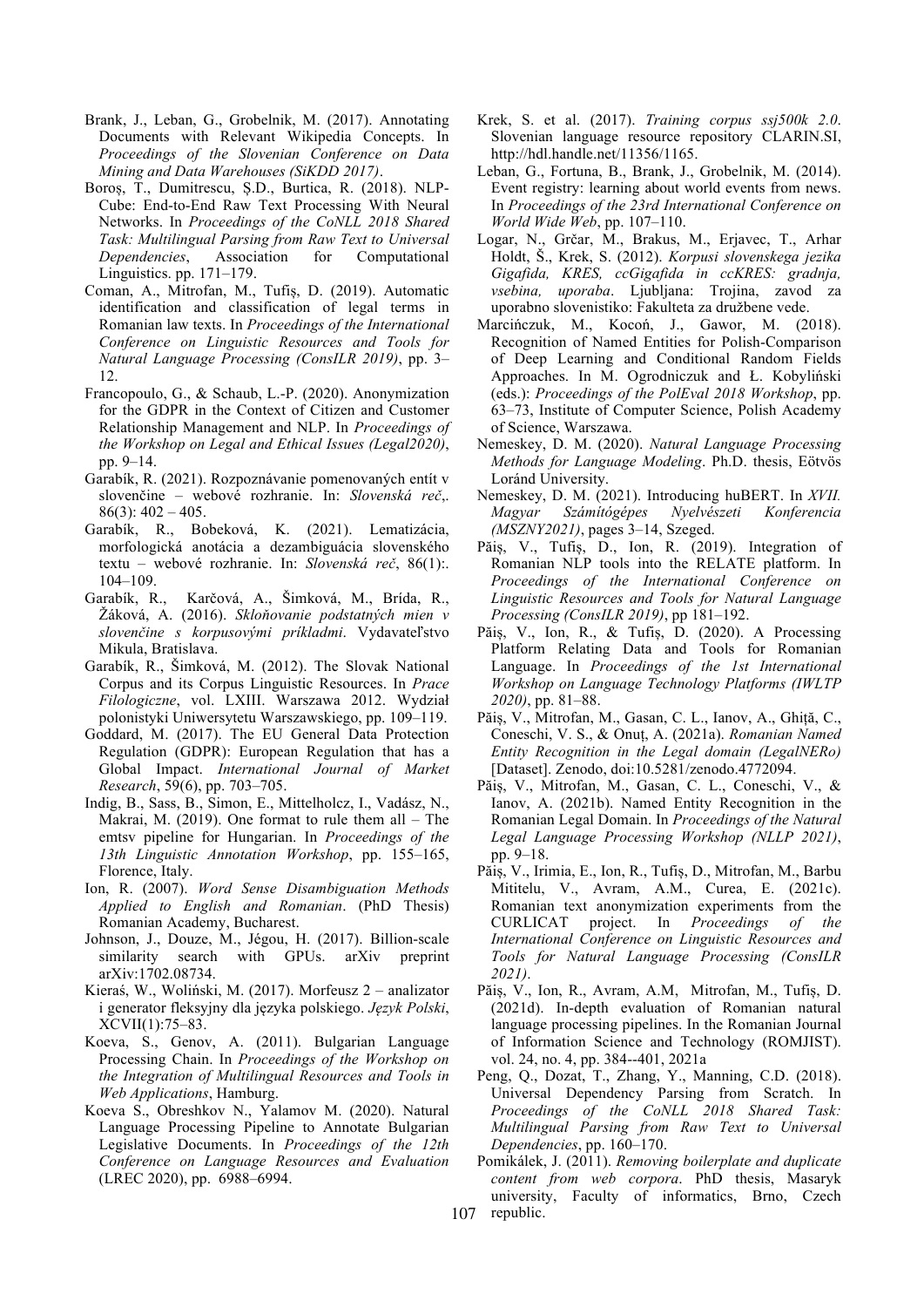Brank, J., Leban, G., Grobelnik, M. (2017). Annotating Documents with Relevant Wikipedia Concepts. In *Proceedings of the Slovenian Conference on Data Mining and Data Warehouses (SiKDD 2017)*.

Boroș, T., Dumitrescu, Ș.D., Burtica, R. (2018). NLP-Cube: End-to-End Raw Text Processing With Neural Networks. In *Proceedings of the CoNLL 2018 Shared Task: Multilingual Parsing from Raw Text to Universal Dependencies*, Association for Computational Linguistics. pp. 171–179.

Coman, A., Mitrofan, M., Tufiș, D. (2019). Automatic identification and classification of legal terms in Romanian law texts. In *Proceedings of the International Conference on Linguistic Resources and Tools for Natural Language Processing (ConsILR 2019)*, pp. 3–12.

Francopoulo, G., & Schaub, L.-P. (2020). Anonymization for the GDPR in the Context of Citizen and Customer Relationship Management and NLP. In *Proceedings of the Workshop on Legal and Ethical Issues (Legal2020)*, pp. 9–14.

Garabík, R. (2021). Rozpoznávanie pomenovaných entít v slovenčine – webové rozhranie. In: *Slovenská reč*,. 86(3): 402 – 405.

Garabík, R., Bobeková, K. (2021). Lematizácia, morfologická anotácia a dezambiguácia slovenského textu – webové rozhranie. In: *Slovenská reč*, 86(1):. 104–109.

Garabík, R., Karčová, A., Šimková, M., Brída, R., Žáková, A. (2016). *Skloňovanie podstatných mien v slovenčine s korpusovými príkladmi*. Vydavateľstvo Mikula, Bratislava.

Garabík, R., Šimková, M. (2012). The Slovak National Corpus and its Corpus Linguistic Resources. In *Prace Filologiczne*, vol. LXIII. Warszawa 2012. Wydział polonistyki Uniwersytetu Warszawskiego, pp. 109–119.

Goddard, M. (2017). The EU General Data Protection Regulation (GDPR): European Regulation that has a Global Impact. *International Journal of Market Research*, 59(6), pp. 703–705.

Indig, B., Sass, B., Simon, E., Mittelholcz, I., Vadász, N., Makrai, M. (2019). One format to rule them all – The emtsv pipeline for Hungarian. In *Proceedings of the 13th Linguistic Annotation Workshop*, pp. 155–165, Florence, Italy.

Ion, R. (2007). *Word Sense Disambiguation Methods Applied to English and Romanian*. (PhD Thesis) Romanian Academy, Bucharest.

Johnson, J., Douze, M., Jégou, H. (2017). Billion-scale similarity search with GPUs. arXiv preprint arXiv:1702.08734.

Kieraś, W., Woliński, M. (2017). Morfeusz 2 – analizator i generator fleksyjny dla języka polskiego. *Język Polski*, XCVII(1):75–83.

Koeva, S., Genov, A. (2011). Bulgarian Language Processing Chain. In *Proceedings of the Workshop on the Integration of Multilingual Resources and Tools in Web Applications*, Hamburg.

Koeva S., Obreshkov N., Yalamov M. (2020). Natural Language Processing Pipeline to Annotate Bulgarian Legislative Documents. In *Proceedings of the 12th Conference on Language Resources and Evaluation* (LREC 2020), pp. 6988–6994.

Krek, S. et al. (2017). *Training corpus ssj500k 2.0*. Slovenian language resource repository CLARIN.SI, http://hdl.handle.net/11356/1165.

Leban, G., Fortuna, B., Brank, J., Grobelnik, M. (2014). Event registry: learning about world events from news. In *Proceedings of the 23rd International Conference on World Wide Web*, pp. 107–110.

Logar, N., Grčar, M., Brakus, M., Erjavec, T., Arhar Holdt, Š., Krek, S. (2012). *Korpusi slovenskega jezika Gigafida, KRES, ccGigafida in ccKRES: gradnja, vsebina, uporaba*. Ljubljana: Trojina, zavod za uporabno slovenistiko: Fakulteta za družbene vede.

Marcińczuk, M., Kocoń, J., Gawor, M. (2018). Recognition of Named Entities for Polish-Comparison of Deep Learning and Conditional Random Fields Approaches. In M. Ogrodniczuk and Ł. Kobyliński (eds.): *Proceedings of the PolEval 2018 Workshop*, pp. 63–73, Institute of Computer Science, Polish Academy of Science, Warszawa.

Nemeskey, D. M. (2020). *Natural Language Processing Methods for Language Modeling*. Ph.D. thesis, Eötvös Loránd University.

Nemeskey, D. M. (2021). Introducing huBERT. In *XVII. Magyar Számítógépes Nyelvészeti Konferencia (MSZNY2021)*, pages 3–14, Szeged.

Păiș, V., Tufiș, D., Ion, R. (2019). Integration of Romanian NLP tools into the RELATE platform. In *Proceedings of the International Conference on Linguistic Resources and Tools for Natural Language Processing (ConsILR 2019)*, pp 181–192.

Păiș, V., Ion, R., & Tufiș, D. (2020). A Processing Platform Relating Data and Tools for Romanian Language. In *Proceedings of the 1st International Workshop on Language Technology Platforms (IWLTP 2020)*, pp. 81–88.

Păiș, V., Mitrofan, M., Gasan, C. L., Ianov, A., Ghiță, C., Coneschi, V. S., & Onuț, A. (2021a). *Romanian Named Entity Recognition in the Legal domain (LegalNERo)* [Dataset]. Zenodo, doi:10.5281/zenodo.4772094.

Păiș, V., Mitrofan, M., Gasan, C. L., Coneschi, V., & Ianov, A. (2021b). Named Entity Recognition in the Romanian Legal Domain. In *Proceedings of the Natural Legal Language Processing Workshop (NLLP 2021)*, pp. 9–18.

Păiș, V., Irimia, E., Ion, R., Tufiș, D., Mitrofan, M., Barbu Mititelu, V., Avram, A.M., Curea, E. (2021c). Romanian text anonymization experiments from the CURLICAT project. In *Proceedings of the International Conference on Linguistic Resources and Tools for Natural Language Processing (ConsILR 2021)*.

Păiș, V., Ion, R., Avram, A.M, Mitrofan, M., Tufiș, D. (2021d). In-depth evaluation of Romanian natural language processing pipelines. In the Romanian Journal of Information Science and Technology (ROMJIST). vol. 24, no. 4, pp. 384--401, 2021a

Peng, Q., Dozat, T., Zhang, Y., Manning, C.D. (2018). Universal Dependency Parsing from Scratch. In *Proceedings of the CoNLL 2018 Shared Task: Multilingual Parsing from Raw Text to Universal Dependencies*, pp. 160–170.

Pomikálek, J. (2011). *Removing boilerplate and duplicate content from web corpora*. PhD thesis, Masaryk university, Faculty of informatics, Brno, Czech republic.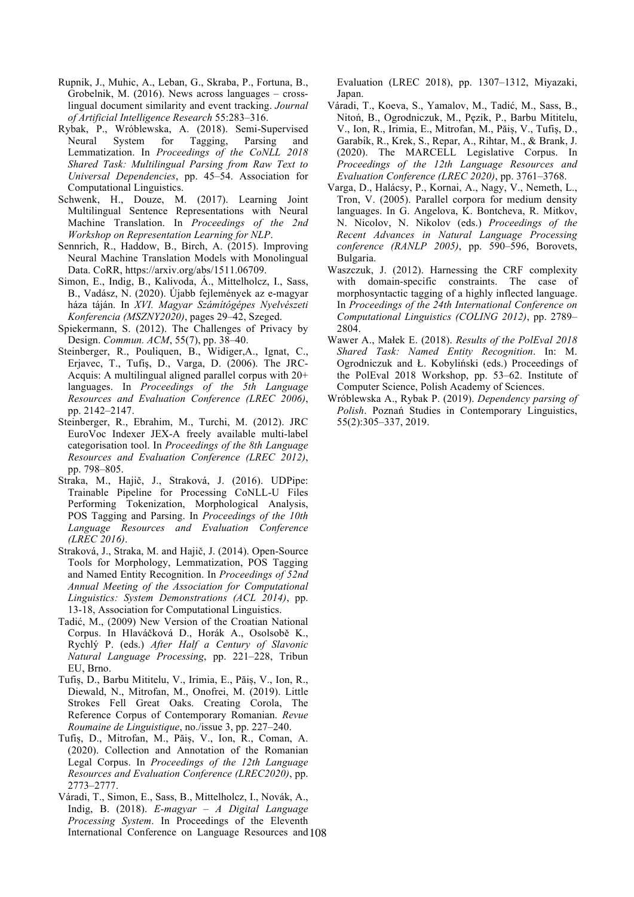Rupnik, J., Muhic, A., Leban, G., Skraba, P., Fortuna, B., Grobelnik, M. (2016). News across languages – cross-lingual document similarity and event tracking. *Journal of Artificial Intelligence Research* 55:283–316.

Rybak, P., Wróblewska, A. (2018). Semi-Supervised Neural System for Tagging, Parsing and Lemmatization. In *Proceedings of the CoNLL 2018 Shared Task: Multilingual Parsing from Raw Text to Universal Dependencies*, pp. 45–54. Association for Computational Linguistics.

Schwenk, H., Douze, M. (2017). Learning Joint Multilingual Sentence Representations with Neural Machine Translation. In *Proceedings of the 2nd Workshop on Representation Learning for NLP*.

Sennrich, R., Haddow, B., Birch, A. (2015). Improving Neural Machine Translation Models with Monolingual Data. CoRR, https://arxiv.org/abs/1511.06709.

Simon, E., Indig, B., Kalivoda, Á., Mittelholcz, I., Sass, B., Vadász, N. (2020). Újabb fejlemények az e-magyar háza táján. In *XVI. Magyar Számítógépes Nyelvészeti Konferencia (MSZNY2020)*, pages 29–42, Szeged.

Spiekermann, S. (2012). The Challenges of Privacy by Design. *Commun. ACM*, 55(7), pp. 38–40.

Steinberger, R., Pouliquen, B., Widiger,A., Ignat, C., Erjavec, T., Tufiş, D., Varga, D. (2006). The JRC-Acquis: A multilingual aligned parallel corpus with 20+ languages. In *Proceedings of the 5th Language Resources and Evaluation Conference (LREC 2006)*, pp. 2142–2147.

Steinberger, R., Ebrahim, M., Turchi, M. (2012). JRC EuroVoc Indexer JEX-A freely available multi-label categorisation tool. In *Proceedings of the 8th Language Resources and Evaluation Conference (LREC 2012)*, pp. 798–805.

Straka, M., Hajič, J., Straková, J. (2016). UDPipe: Trainable Pipeline for Processing CoNLL-U Files Performing Tokenization, Morphological Analysis, POS Tagging and Parsing. In *Proceedings of the 10th Language Resources and Evaluation Conference (LREC 2016)*.

Straková, J., Straka, M. and Hajič, J. (2014). Open-Source Tools for Morphology, Lemmatization, POS Tagging and Named Entity Recognition. In *Proceedings of 52nd Annual Meeting of the Association for Computational Linguistics: System Demonstrations (ACL 2014)*, pp. 13-18, Association for Computational Linguistics.

Tadić, M., (2009) New Version of the Croatian National Corpus. In Hlaváčková D., Horák A., Osolsobě K., Rychlý P. (eds.) *After Half a Century of Slavonic Natural Language Processing*, pp. 221–228, Tribun EU, Brno.

Tufiş, D., Barbu Mititelu, V., Irimia, E., Păiş, V., Ion, R., Diewald, N., Mitrofan, M., Onofrei, M. (2019). Little Strokes Fell Great Oaks. Creating Corola, The Reference Corpus of Contemporary Romanian. *Revue Roumaine de Linguistique*, no./issue 3, pp. 227–240.

Tufiş, D., Mitrofan, M., Păiş, V., Ion, R., Coman, A. (2020). Collection and Annotation of the Romanian Legal Corpus. In *Proceedings of the 12th Language Resources and Evaluation Conference (LREC2020)*, pp. 2773–2777.

Váradi, T., Simon, E., Sass, B., Mittelholcz, I., Novák, A., Indig, B. (2018). *E-magyar – A Digital Language Processing System*. In Proceedings of the Eleventh International Conference on Language Resources and Evaluation (LREC 2018), pp. 1307–1312, Miyazaki, Japan.

Váradi, T., Koeva, S., Yamalov, M., Tadić, M., Sass, B., Nitoń, B., Ogrodniczuk, M., Pęzik, P., Barbu Mititelu, V., Ion, R., Irimia, E., Mitrofan, M., Păiș, V., Tufiș, D., Garabík, R., Krek, S., Repar, A., Rihtar, M., & Brank, J. (2020). The MARCELL Legislative Corpus. In *Proceedings of the 12th Language Resources and Evaluation Conference (LREC 2020)*, pp. 3761–3768.

Varga, D., Halácsy, P., Kornai, A., Nagy, V., Nemeth, L., Tron, V. (2005). Parallel corpora for medium density languages. In G. Angelova, K. Bontcheva, R. Mitkov, N. Nicolov, N. Nikolov (eds.) *Proceedings of the Recent Advances in Natural Language Processing conference (RANLP 2005)*, pp. 590–596, Borovets, Bulgaria.

Waszczuk, J. (2012). Harnessing the CRF complexity with domain-specific constraints. The case of morphosyntactic tagging of a highly inflected language. In *Proceedings of the 24th International Conference on Computational Linguistics (COLING 2012)*, pp. 2789–2804.

Wawer A., Małek E. (2018). *Results of the PolEval 2018 Shared Task: Named Entity Recognition*. In: M. Ogrodniczuk and Ł. Kobyliński (eds.) Proceedings of the PolEval 2018 Workshop, pp. 53–62. Institute of Computer Science, Polish Academy of Sciences.

Wróblewska A., Rybak P. (2019). *Dependency parsing of Polish*. Poznań Studies in Contemporary Linguistics, 55(2):305–337, 2019.